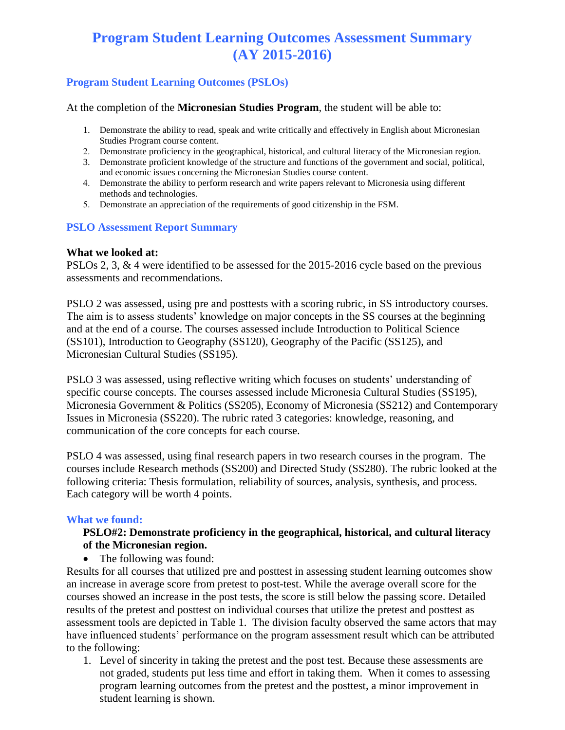# Program Student Learning Outcomes Assessment Summary (AY 2015-2016)

## Program Student Learning Outcomes (PSLOs)

At the completion of the **Micronesian Studies Program**, the student will be able to:

1. Demonstrate the ability to read, speak and write critically and effectively in English about Micronesian Studies Program course content.
2. Demonstrate proficiency in the geographical, historical, and cultural literacy of the Micronesian region.
3. Demonstrate proficient knowledge of the structure and functions of the government and social, political, and economic issues concerning the Micronesian Studies course content.
4. Demonstrate the ability to perform research and write papers relevant to Micronesia using different methods and technologies.
5. Demonstrate an appreciation of the requirements of good citizenship in the FSM.

## PSLO Assessment Report Summary

**What we looked at:**

PSLOs 2, 3, & 4 were identified to be assessed for the 2015-2016 cycle based on the previous assessments and recommendations.

PSLO 2 was assessed, using pre and posttests with a scoring rubric, in SS introductory courses. The aim is to assess students' knowledge on major concepts in the SS courses at the beginning and at the end of a course. The courses assessed include Introduction to Political Science (SS101), Introduction to Geography (SS120), Geography of the Pacific (SS125), and Micronesian Cultural Studies (SS195).

PSLO 3 was assessed, using reflective writing which focuses on students' understanding of specific course concepts. The courses assessed include Micronesia Cultural Studies (SS195), Micronesia Government & Politics (SS205), Economy of Micronesia (SS212) and Contemporary Issues in Micronesia (SS220). The rubric rated 3 categories: knowledge, reasoning, and communication of the core concepts for each course.

PSLO 4 was assessed, using final research papers in two research courses in the program. The courses include Research methods (SS200) and Directed Study (SS280). The rubric looked at the following criteria: Thesis formulation, reliability of sources, analysis, synthesis, and process. Each category will be worth 4 points.

### What we found:

**PSLO#2: Demonstrate proficiency in the geographical, historical, and cultural literacy of the Micronesian region.**

- The following was found:

Results for all courses that utilized pre and posttest in assessing student learning outcomes show an increase in average score from pretest to post-test. While the average overall score for the courses showed an increase in the post tests, the score is still below the passing score. Detailed results of the pretest and posttest on individual courses that utilize the pretest and posttest as assessment tools are depicted in Table 1. The division faculty observed the same actors that may have influenced students' performance on the program assessment result which can be attributed to the following:

1. Level of sincerity in taking the pretest and the post test. Because these assessments are not graded, students put less time and effort in taking them. When it comes to assessing program learning outcomes from the pretest and the posttest, a minor improvement in student learning is shown.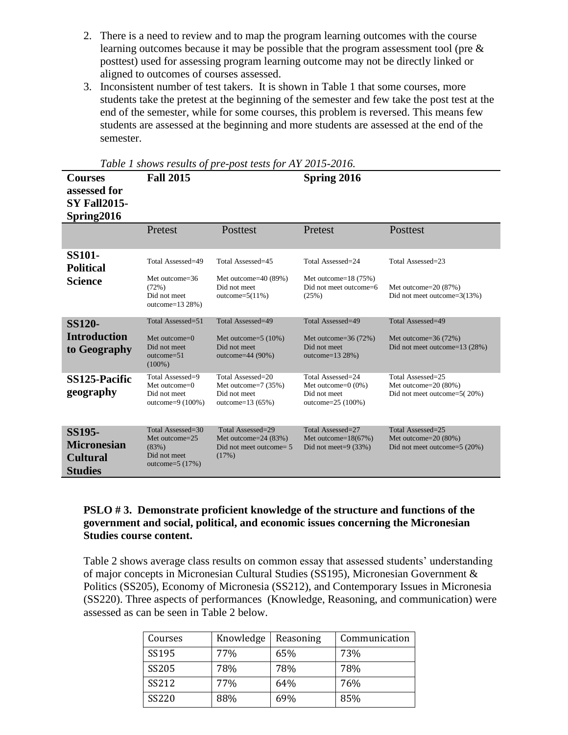2. There is a need to review and to map the program learning outcomes with the course learning outcomes because it may be possible that the program assessment tool (pre & posttest) used for assessing program learning outcome may not be directly linked or aligned to outcomes of courses assessed.
3. Inconsistent number of test takers. It is shown in Table 1 that some courses, more students take the pretest at the beginning of the semester and few take the post test at the end of the semester, while for some courses, this problem is reversed. This means few students are assessed at the beginning and more students are assessed at the end of the semester.

*Table 1 shows results of pre-post tests for AY 2015-2016.*

| Courses assessed for SY Fall2015-Spring2016 | Fall 2015 | | Spring 2016 | |
|---|---|---|---|---|
| | Pretest | Posttest | Pretest | Posttest |
| **SS101-Political Science** | Total Assessed=49<br>Met outcome=36 (72%)<br>Did not meet outcome=13 28%) | Total Assessed=45<br>Met outcome=40 (89%)<br>Did not meet outcome=5(11%) | Total Assessed=24<br>Met outcome=18 (75%)<br>Did not meet outcome=6 (25%) | Total Assessed=23<br>Met outcome=20 (87%)<br>Did not meet outcome=3(13%) |
| **SS120-Introduction to Geography** | Total Assessed=51<br>Met outcome=0<br>Did not meet outcome=51 (100%) | Total Assessed=49<br>Met outcome=5 (10%)<br>Did not meet outcome=44 (90%) | Total Assessed=49<br>Met outcome=36 (72%)<br>Did not meet outcome=13 28%) | Total Assessed=49<br>Met outcome=36 (72%)<br>Did not meet outcome=13 (28%) |
| **SS125-Pacific geography** | Total Assessed=9<br>Met outcome=0<br>Did not meet outcome=9 (100%) | Total Assessed=20<br>Met outcome=7 (35%)<br>Did not meet outcome=13 (65%) | Total Assessed=24<br>Met outcome=0 (0%)<br>Did not meet outcome=25 (100%) | Total Assessed=25<br>Met outcome=20 (80%)<br>Did not meet outcome=5( 20%) |
| **SS195-Micronesian Cultural Studies** | Total Assessed=30<br>Met outcome=25 (83%)<br>Did not meet outcome=5 (17%) | Total Assessed=29<br>Met outcome=24 (83%)<br>Did not meet outcome= 5 (17%) | Total Assessed=27<br>Met outcome=18(67%)<br>Did not meet=9 (33%) | Total Assessed=25<br>Met outcome=20 (80%)<br>Did not meet outcome=5 (20%) |

**PSLO # 3. Demonstrate proficient knowledge of the structure and functions of the government and social, political, and economic issues concerning the Micronesian Studies course content.**

Table 2 shows average class results on common essay that assessed students' understanding of major concepts in Micronesian Cultural Studies (SS195), Micronesian Government & Politics (SS205), Economy of Micronesia (SS212), and Contemporary Issues in Micronesia (SS220). Three aspects of performances (Knowledge, Reasoning, and communication) were assessed as can be seen in Table 2 below.

| Courses | Knowledge | Reasoning | Communication |
|---|---|---|---|
| SS195 | 77% | 65% | 73% |
| SS205 | 78% | 78% | 78% |
| SS212 | 77% | 64% | 76% |
| SS220 | 88% | 69% | 85% |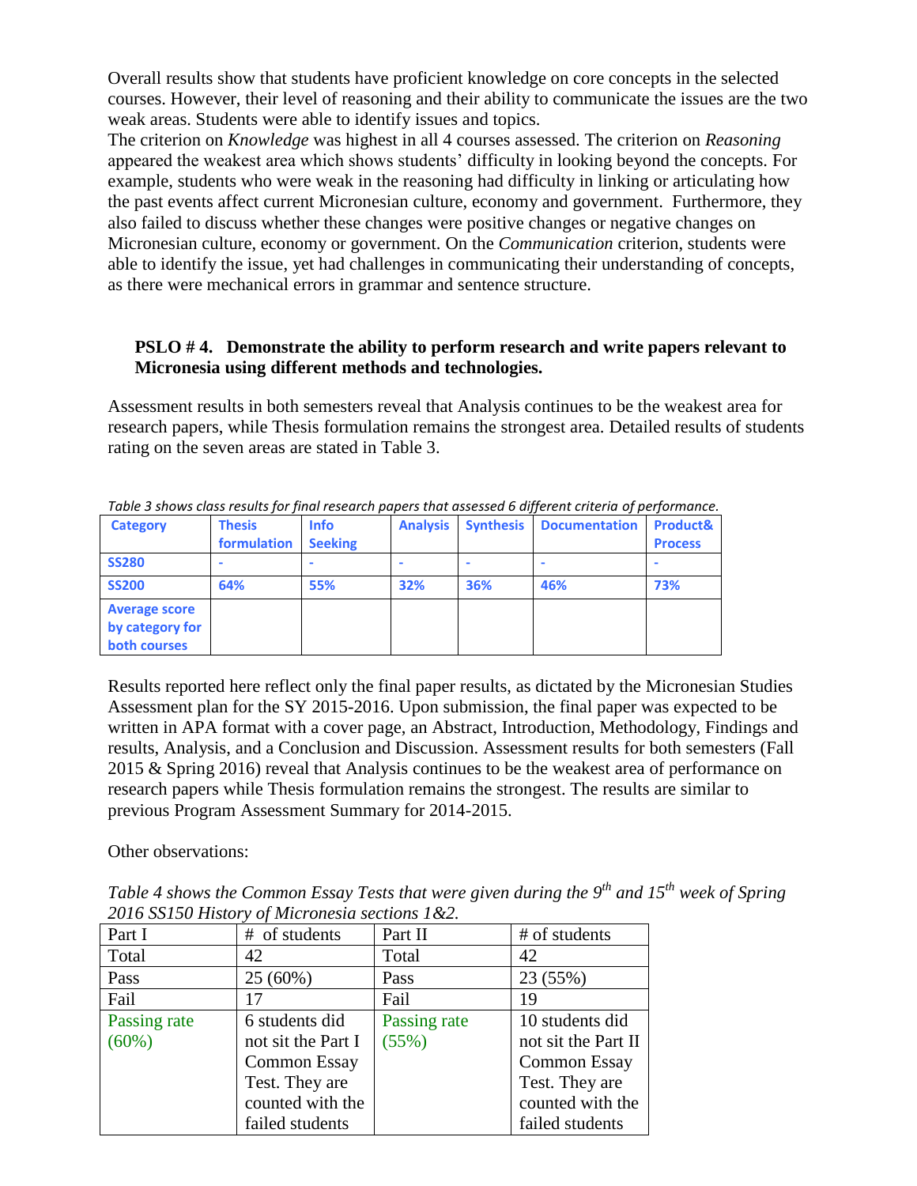Overall results show that students have proficient knowledge on core concepts in the selected courses. However, their level of reasoning and their ability to communicate the issues are the two weak areas. Students were able to identify issues and topics.

The criterion on *Knowledge* was highest in all 4 courses assessed. The criterion on *Reasoning* appeared the weakest area which shows students' difficulty in looking beyond the concepts. For example, students who were weak in the reasoning had difficulty in linking or articulating how the past events affect current Micronesian culture, economy and government. Furthermore, they also failed to discuss whether these changes were positive changes or negative changes on Micronesian culture, economy or government. On the *Communication* criterion, students were able to identify the issue, yet had challenges in communicating their understanding of concepts, as there were mechanical errors in grammar and sentence structure.

**PSLO # 4. Demonstrate the ability to perform research and write papers relevant to Micronesia using different methods and technologies.**

Assessment results in both semesters reveal that Analysis continues to be the weakest area for research papers, while Thesis formulation remains the strongest area. Detailed results of students rating on the seven areas are stated in Table 3.

*Table 3 shows class results for final research papers that assessed 6 different criteria of performance.*

| Category | Thesis formulation | Info Seeking | Analysis | Synthesis | Documentation | Product& Process |
|---|---|---|---|---|---|---|
| SS280 | - | - | - | - | - | - |
| SS200 | 64% | 55% | 32% | 36% | 46% | 73% |
| Average score by category for both courses | | | | | | |

Results reported here reflect only the final paper results, as dictated by the Micronesian Studies Assessment plan for the SY 2015-2016. Upon submission, the final paper was expected to be written in APA format with a cover page, an Abstract, Introduction, Methodology, Findings and results, Analysis, and a Conclusion and Discussion. Assessment results for both semesters (Fall 2015 & Spring 2016) reveal that Analysis continues to be the weakest area of performance on research papers while Thesis formulation remains the strongest. The results are similar to previous Program Assessment Summary for 2014-2015.

Other observations:

*Table 4 shows the Common Essay Tests that were given during the 9th and 15th week of Spring 2016 SS150 History of Micronesia sections 1&2.*

| Part I | # of students | Part II | # of students |
|---|---|---|---|
| Total | 42 | Total | 42 |
| Pass | 25 (60%) | Pass | 23 (55%) |
| Fail | 17 | Fail | 19 |
| Passing rate (60%) | 6 students did not sit the Part I Common Essay Test. They are counted with the failed students | Passing rate (55%) | 10 students did not sit the Part II Common Essay Test. They are counted with the failed students |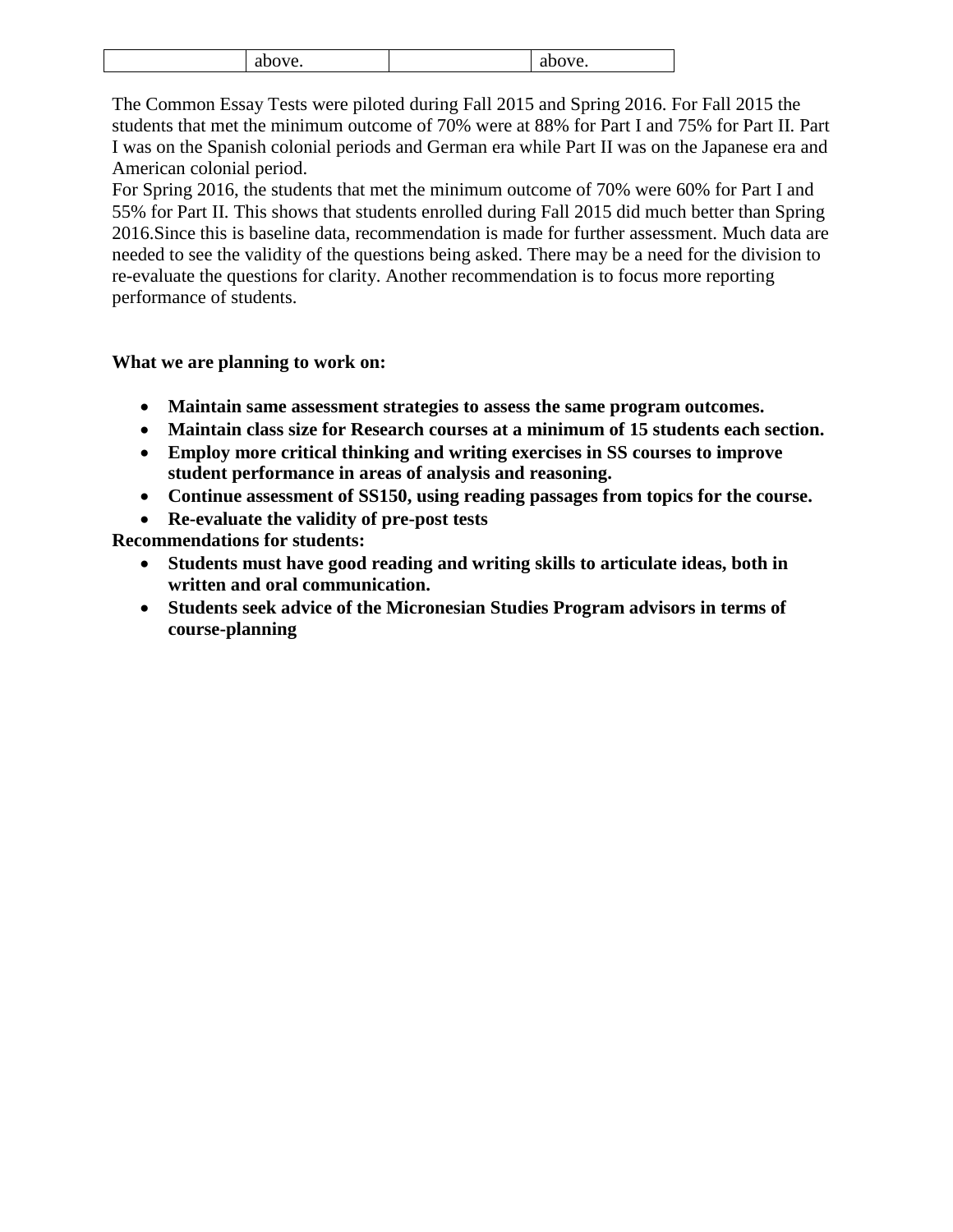| | | | |
|---|---|---|---|
| | above. | | above. |

The Common Essay Tests were piloted during Fall 2015 and Spring 2016. For Fall 2015 the students that met the minimum outcome of 70% were at 88% for Part I and 75% for Part II. Part I was on the Spanish colonial periods and German era while Part II was on the Japanese era and American colonial period.

For Spring 2016, the students that met the minimum outcome of 70% were 60% for Part I and 55% for Part II. This shows that students enrolled during Fall 2015 did much better than Spring 2016.Since this is baseline data, recommendation is made for further assessment. Much data are needed to see the validity of the questions being asked. There may be a need for the division to re-evaluate the questions for clarity. Another recommendation is to focus more reporting performance of students.

**What we are planning to work on:**

- **Maintain same assessment strategies to assess the same program outcomes.**
- **Maintain class size for Research courses at a minimum of 15 students each section.**
- **Employ more critical thinking and writing exercises in SS courses to improve student performance in areas of analysis and reasoning.**
- **Continue assessment of SS150, using reading passages from topics for the course.**
- **Re-evaluate the validity of pre-post tests**

**Recommendations for students:**

- **Students must have good reading and writing skills to articulate ideas, both in written and oral communication.**
- **Students seek advice of the Micronesian Studies Program advisors in terms of course-planning**